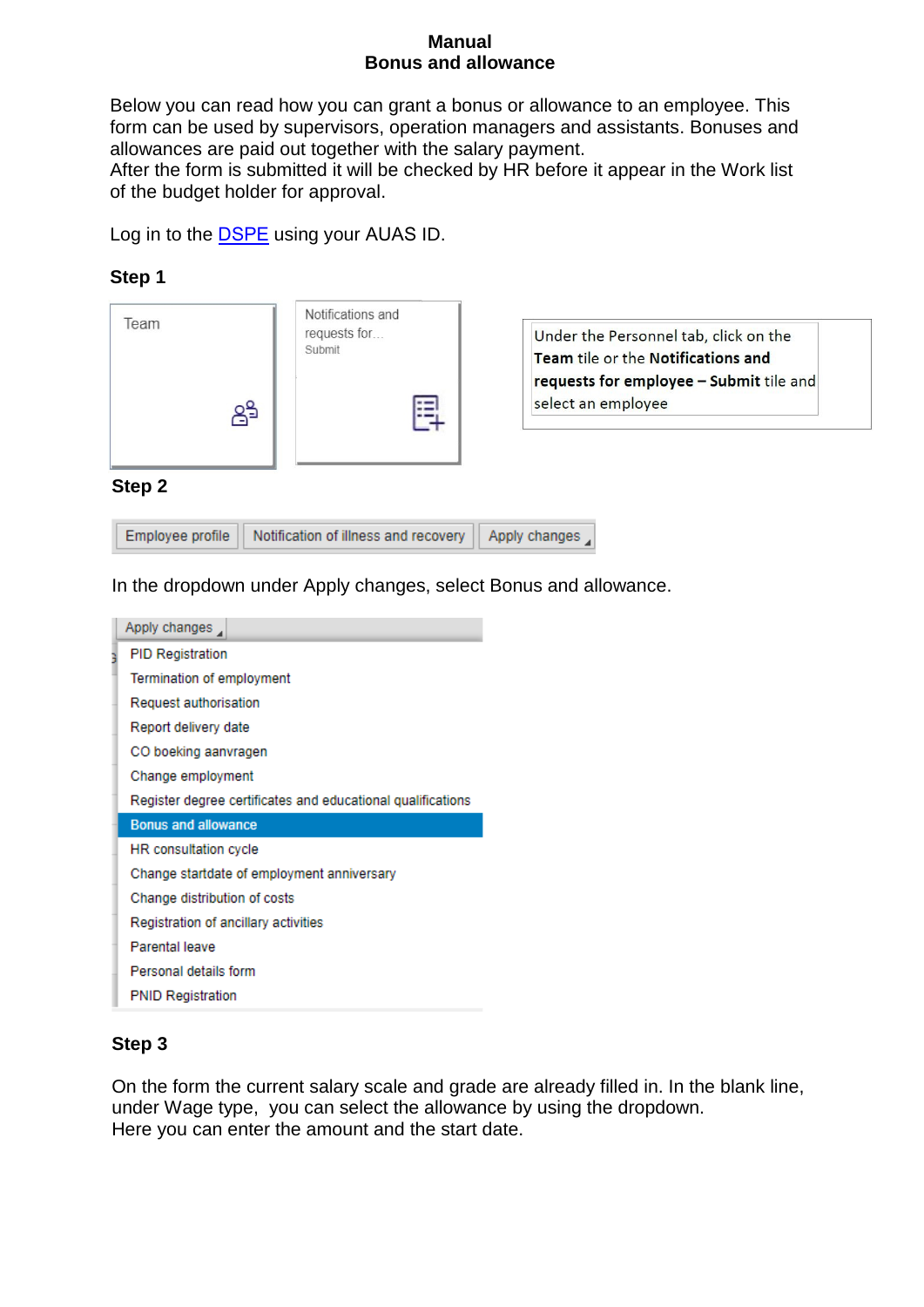# Manual
## Bonus and allowance

Below you can read how you can grant a bonus or allowance to an employee. This form can be used by supervisors, operation managers and assistants. Bonuses and allowances are paid out together with the salary payment.
After the form is submitted it will be checked by HR before it appear in the Work list of the budget holder for approval.

Log in to the DSPE using your AUAS ID.

### Step 1

Team

Notifications and requests for... Submit

Under the Personnel tab, click on the **Team** tile or the **Notifications and requests for employee – Submit** tile and select an employee

### Step 2

Employee profile | Notification of illness and recovery | Apply changes

In the dropdown under Apply changes, select Bonus and allowance.

Apply changes

- PID Registration
- Termination of employment
- Request authorisation
- Report delivery date
- CO boeking aanvragen
- Change employment
- Register degree certificates and educational qualifications
- Bonus and allowance
- HR consultation cycle
- Change startdate of employment anniversary
- Change distribution of costs
- Registration of ancillary activities
- Parental leave
- Personal details form
- PNID Registration

### Step 3

On the form the current salary scale and grade are already filled in. In the blank line, under Wage type, you can select the allowance by using the dropdown.
Here you can enter the amount and the start date.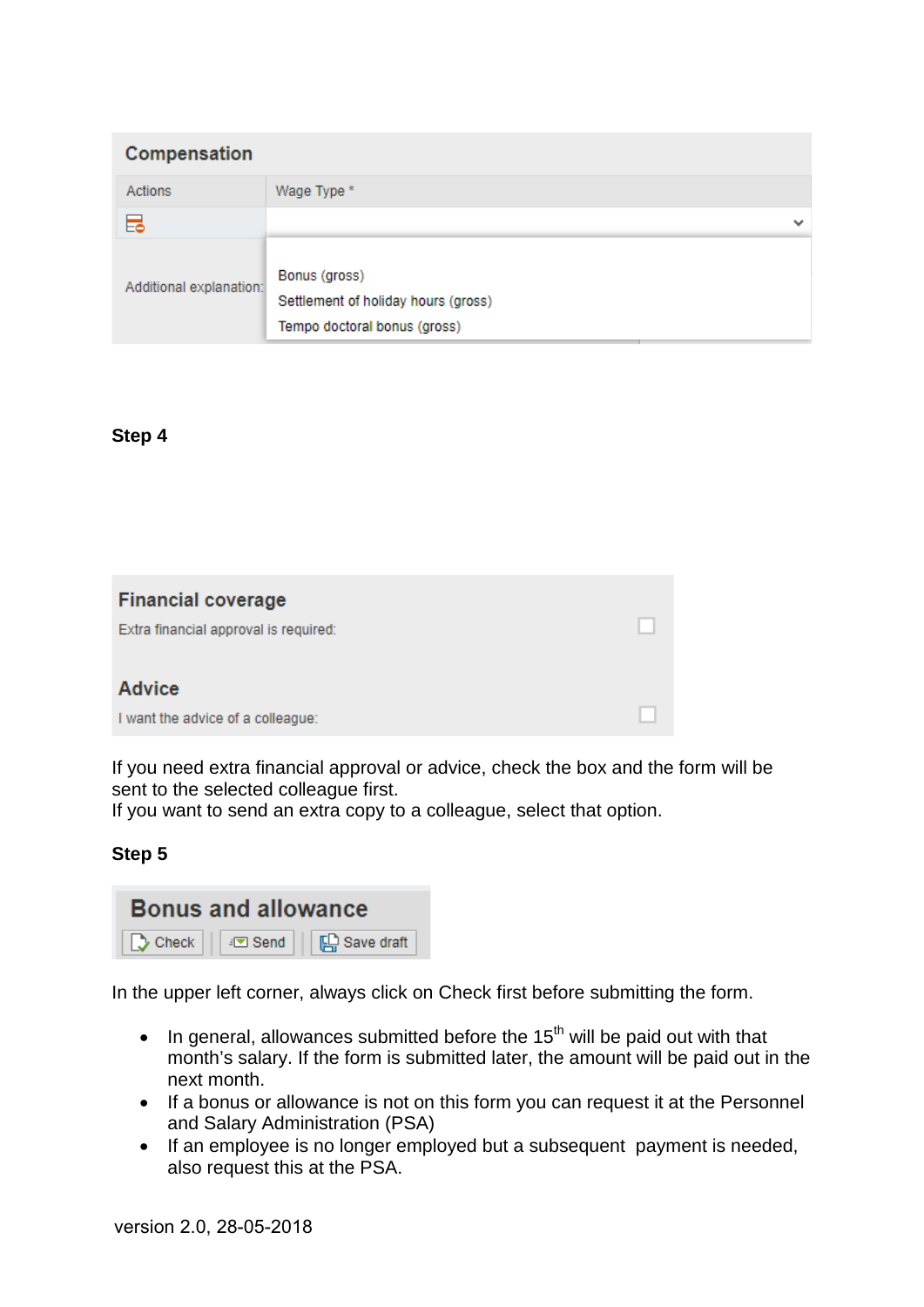Compensation

| Actions | Wage Type * |
| --- | --- |
| | |
| Additional explanation: | Bonus (gross)<br>Settlement of holiday hours (gross)<br>Tempo doctoral bonus (gross) |

**Step 4**

Financial coverage

Extra financial approval is required:

Advice

I want the advice of a colleague:

If you need extra financial approval or advice, check the box and the form will be sent to the selected colleague first.
If you want to send an extra copy to a colleague, select that option.

**Step 5**

Bonus and allowance

Check | Send | Save draft

In the upper left corner, always click on Check first before submitting the form.

- In general, allowances submitted before the 15th will be paid out with that month's salary. If the form is submitted later, the amount will be paid out in the next month.
- If a bonus or allowance is not on this form you can request it at the Personnel and Salary Administration (PSA)
- If an employee is no longer employed but a subsequent payment is needed, also request this at the PSA.

version 2.0, 28-05-2018